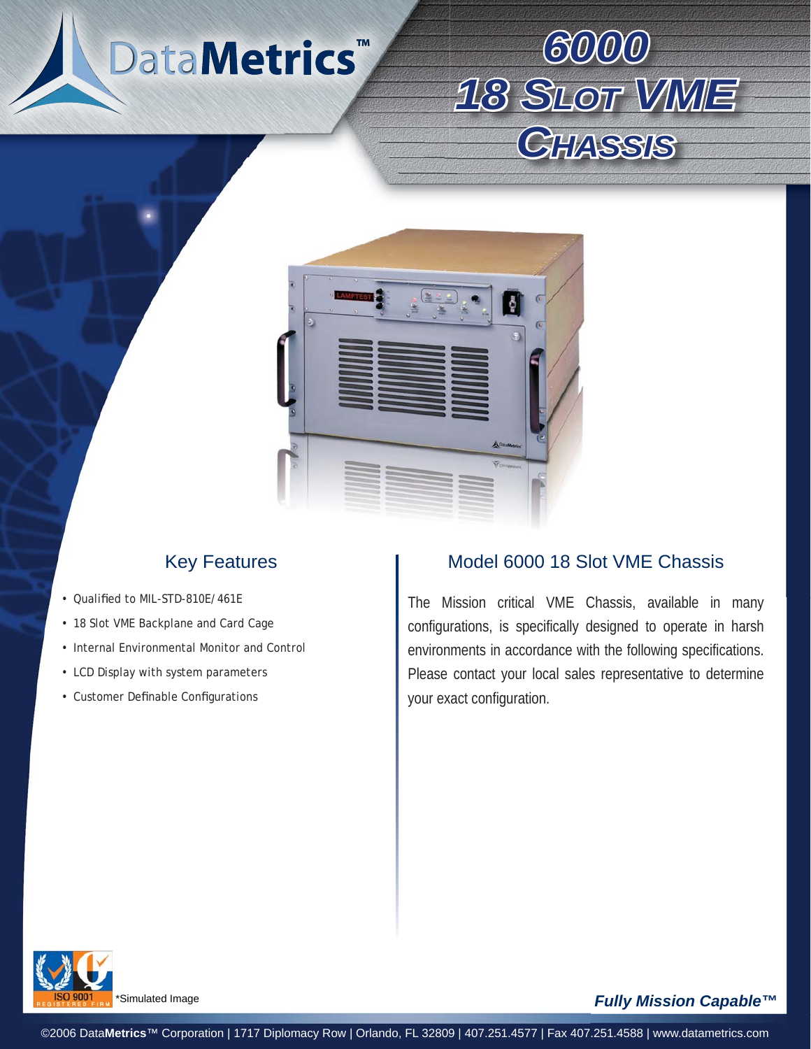DataMetrics™

# 6000 18 Slot VME Chassis

## Key Features

- Qualified to MIL-STD-810E/461E
- 18 Slot VME Backplane and Card Cage
- Internal Environmental Monitor and Control
- LCD Display with system parameters
- Customer Definable Configurations

## Model 6000 18 Slot VME Chassis

The Mission critical VME Chassis, available in many configurations, is specifically designed to operate in harsh environments in accordance with the following specifications. Please contact your local sales representative to determine your exact configuration.

ISO 9001 REGISTERED FIRM

*Simulated Image

***Fully Mission Capable™***

©2006 Data**Metrics**™ Corporation | 1717 Diplomacy Row | Orlando, FL 32809 | 407.251.4577 | Fax 407.251.4588 | www.datametrics.com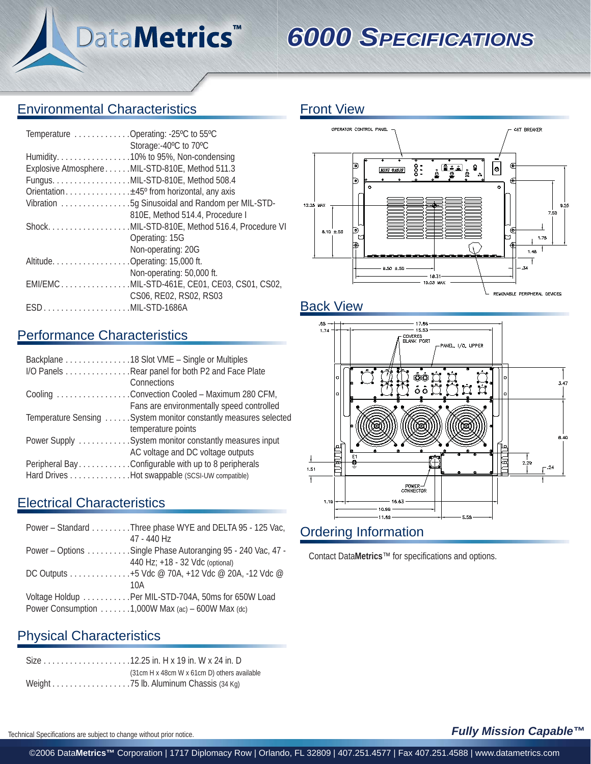# DataMetrics™ 6000 SPECIFICATIONS

## Environmental Characteristics

| | |
|---|---|
| Temperature | Operating: -25ºC to 55ºC<br>Storage:-40ºC to 70ºC |
| Humidity | 10% to 95%, Non-condensing |
| Explosive Atmosphere | MIL-STD-810E, Method 511.3 |
| Fungus | MIL-STD-810E, Method 508.4 |
| Orientation | ±45º from horizontal, any axis |
| Vibration | 5g Sinusoidal and Random per MIL-STD-810E, Method 514.4, Procedure I |
| Shock | MIL-STD-810E, Method 516.4, Procedure VI<br>Operating: 15G<br>Non-operating: 20G |
| Altitude | Operating: 15,000 ft.<br>Non-operating: 50,000 ft. |
| EMI/EMC | MIL-STD-461E, CE01, CE03, CS01, CS02, CS06, RE02, RS02, RS03 |
| ESD | MIL-STD-1686A |

## Performance Characteristics

| | |
|---|---|
| Backplane | 18 Slot VME – Single or Multiples |
| I/O Panels | Rear panel for both P2 and Face Plate Connections |
| Cooling | Convection Cooled – Maximum 280 CFM, Fans are environmentally speed controlled |
| Temperature Sensing | System monitor constantly measures selected temperature points |
| Power Supply | System monitor constantly measures input AC voltage and DC voltage outputs |
| Peripheral Bay | Configurable with up to 8 peripherals |
| Hard Drives | Hot swappable (SCSI-UW compatible) |

## Electrical Characteristics

| | |
|---|---|
| Power – Standard | Three phase WYE and DELTA 95 - 125 Vac, 47 - 440 Hz |
| Power – Options | Single Phase Autoranging 95 - 240 Vac, 47 - 440 Hz; +18 - 32 Vdc (optional) |
| DC Outputs | +5 Vdc @ 70A, +12 Vdc @ 20A, -12 Vdc @ 10A |
| Voltage Holdup | Per MIL-STD-704A, 50ms for 650W Load |
| Power Consumption | 1,000W Max (ac) – 600W Max (dc) |

## Physical Characteristics

| | |
|---|---|
| Size | 12.25 in. H x 19 in. W x 24 in. D<br>(31cm H x 48cm W x 61cm D) others available |
| Weight | 75 lb. Aluminum Chassis (34 Kg) |

## Front View

OPERATOR CONTROL PANEL
CKT BREAKER
MINI OASIS
12.25 MAX
8.10 ±.50
9.25
7.50
1.75
1.48
.34
8.50 ±.50
18.31
19.03 MAX
REMOVABLE PERIPHERAL DEVICES

## Back View

.68
1.74
17.66
15.53
COVERED BLANK PORT
PANEL, I/O, UPPER
3.47
8.40
2.29
.24
1.51
E1
POWER CONNECTOR
1.18
16.63
10.99
11.69
5.58

## Ordering Information

Contact DataMetrics™ for specifications and options.

Technical Specifications are subject to change without prior notice.

*Fully Mission Capable™*

©2006 DataMetrics™ Corporation | 1717 Diplomacy Row | Orlando, FL 32809 | 407.251.4577 | Fax 407.251.4588 | www.datametrics.com